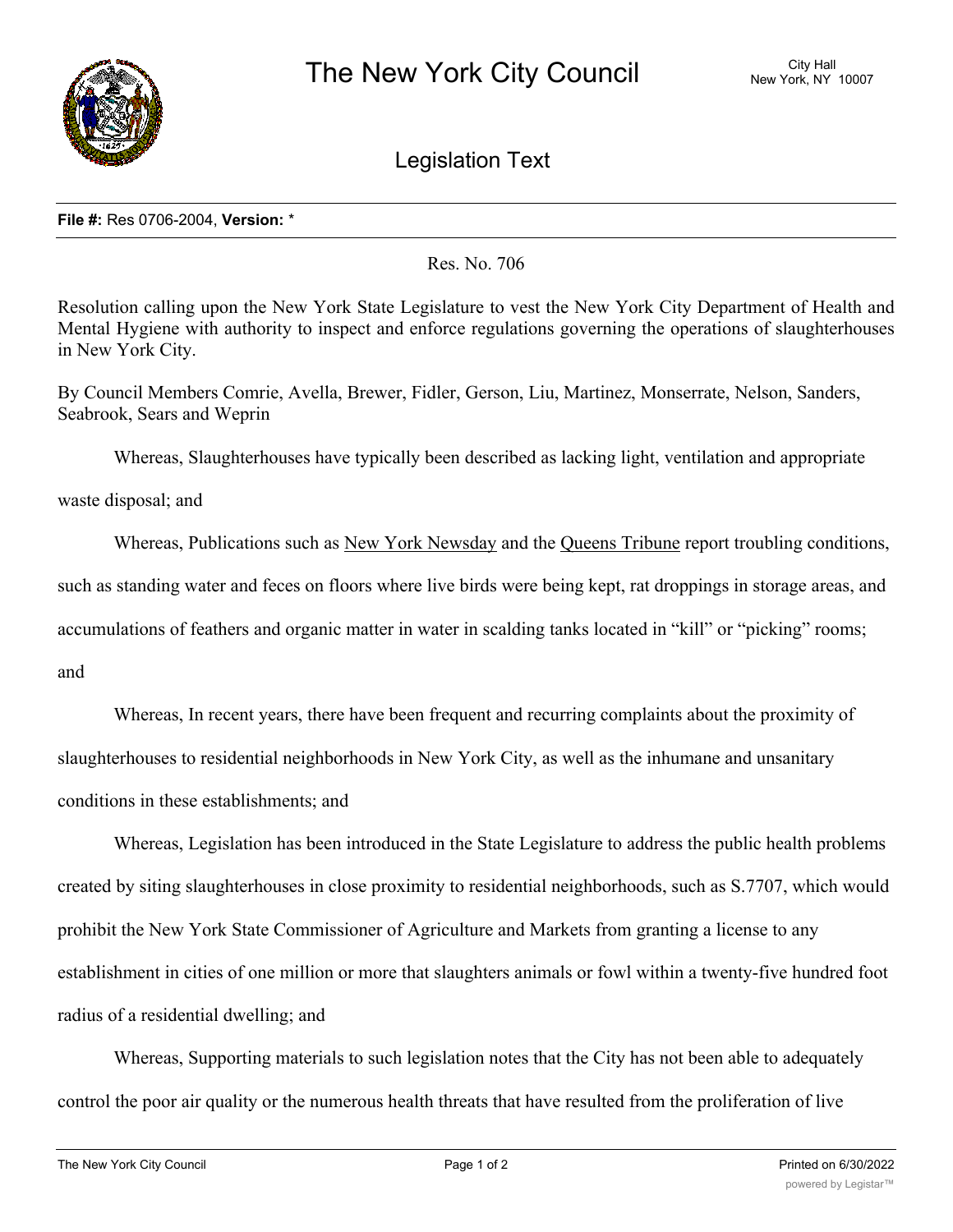# The New York City Council

City Hall
New York, NY 10007

## Legislation Text

**File #:** Res 0706-2004, **Version:** *

Res. No. 706

Resolution calling upon the New York State Legislature to vest the New York City Department of Health and Mental Hygiene with authority to inspect and enforce regulations governing the operations of slaughterhouses in New York City.

By Council Members Comrie, Avella, Brewer, Fidler, Gerson, Liu, Martinez, Monserrate, Nelson, Sanders, Seabrook, Sears and Weprin

Whereas, Slaughterhouses have typically been described as lacking light, ventilation and appropriate waste disposal; and

Whereas, Publications such as New York Newsday and the Queens Tribune report troubling conditions, such as standing water and feces on floors where live birds were being kept, rat droppings in storage areas, and accumulations of feathers and organic matter in water in scalding tanks located in "kill" or "picking" rooms; and

Whereas, In recent years, there have been frequent and recurring complaints about the proximity of slaughterhouses to residential neighborhoods in New York City, as well as the inhumane and unsanitary conditions in these establishments; and

Whereas, Legislation has been introduced in the State Legislature to address the public health problems created by siting slaughterhouses in close proximity to residential neighborhoods, such as S.7707, which would prohibit the New York State Commissioner of Agriculture and Markets from granting a license to any establishment in cities of one million or more that slaughters animals or fowl within a twenty-five hundred foot radius of a residential dwelling; and

Whereas, Supporting materials to such legislation notes that the City has not been able to adequately control the poor air quality or the numerous health threats that have resulted from the proliferation of live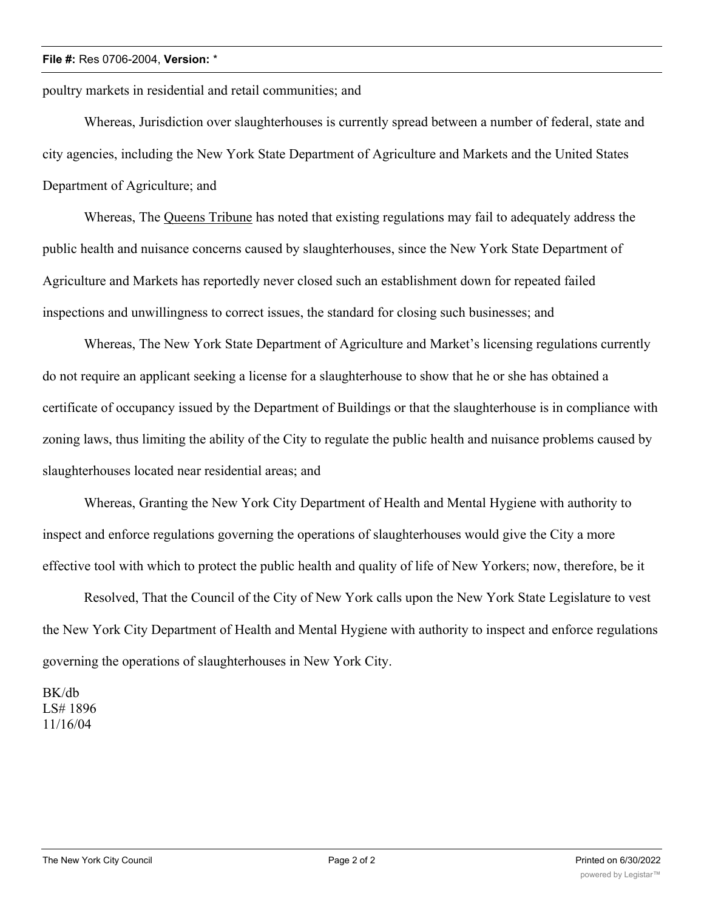poultry markets in residential and retail communities; and

Whereas, Jurisdiction over slaughterhouses is currently spread between a number of federal, state and city agencies, including the New York State Department of Agriculture and Markets and the United States Department of Agriculture; and

Whereas, The Queens Tribune has noted that existing regulations may fail to adequately address the public health and nuisance concerns caused by slaughterhouses, since the New York State Department of Agriculture and Markets has reportedly never closed such an establishment down for repeated failed inspections and unwillingness to correct issues, the standard for closing such businesses; and

Whereas, The New York State Department of Agriculture and Market's licensing regulations currently do not require an applicant seeking a license for a slaughterhouse to show that he or she has obtained a certificate of occupancy issued by the Department of Buildings or that the slaughterhouse is in compliance with zoning laws, thus limiting the ability of the City to regulate the public health and nuisance problems caused by slaughterhouses located near residential areas; and

Whereas, Granting the New York City Department of Health and Mental Hygiene with authority to inspect and enforce regulations governing the operations of slaughterhouses would give the City a more effective tool with which to protect the public health and quality of life of New Yorkers; now, therefore, be it

Resolved, That the Council of the City of New York calls upon the New York State Legislature to vest the New York City Department of Health and Mental Hygiene with authority to inspect and enforce regulations governing the operations of slaughterhouses in New York City.

BK/db
LS# 1896
11/16/04